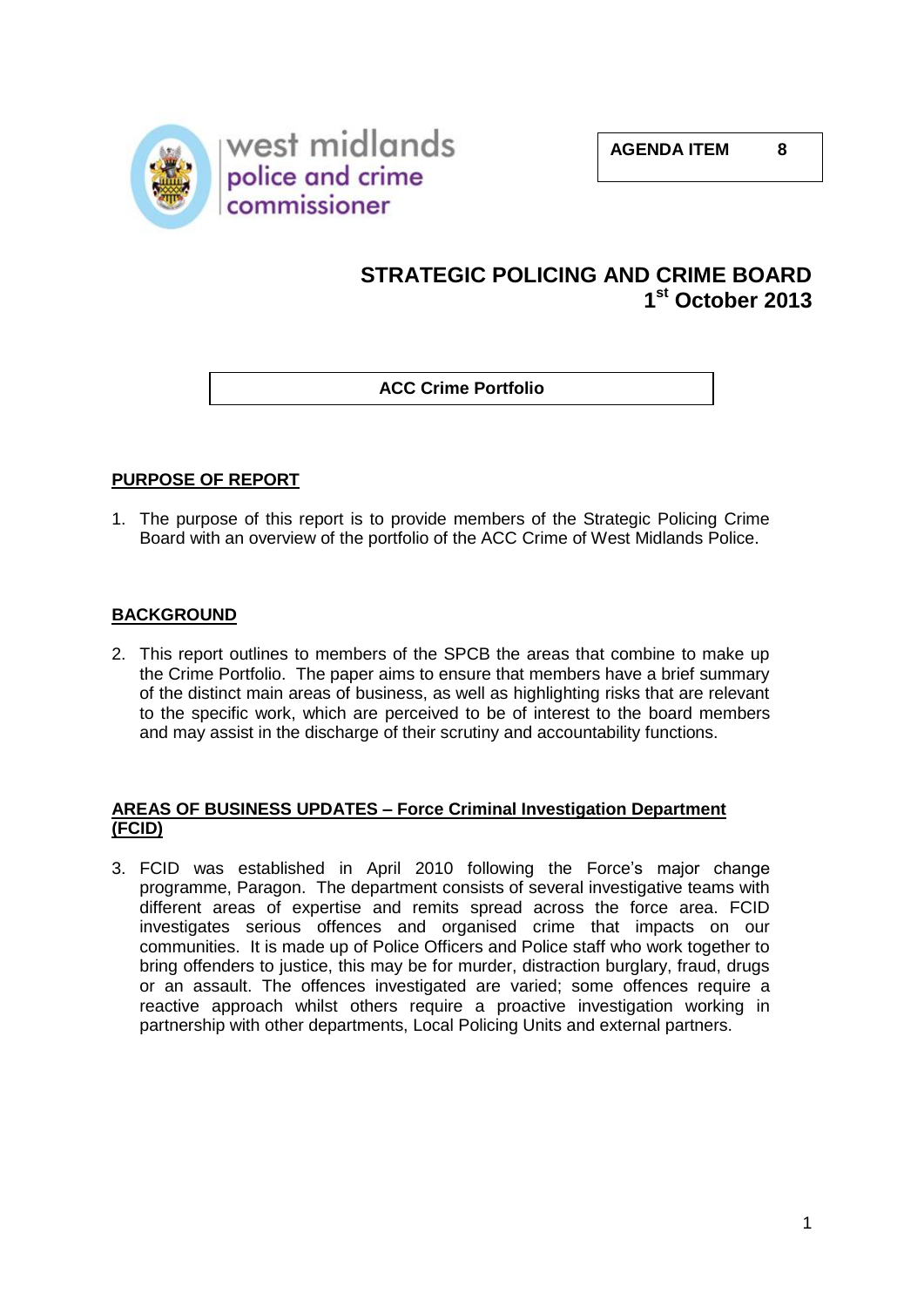west midlands
police and crime
commissioner

**AGENDA ITEM 8**

# STRATEGIC POLICING AND CRIME BOARD
# 1st October 2013

**ACC Crime Portfolio**

## PURPOSE OF REPORT

1. The purpose of this report is to provide members of the Strategic Policing Crime Board with an overview of the portfolio of the ACC Crime of West Midlands Police.

## BACKGROUND

2. This report outlines to members of the SPCB the areas that combine to make up the Crime Portfolio. The paper aims to ensure that members have a brief summary of the distinct main areas of business, as well as highlighting risks that are relevant to the specific work, which are perceived to be of interest to the board members and may assist in the discharge of their scrutiny and accountability functions.

## AREAS OF BUSINESS UPDATES – Force Criminal Investigation Department (FCID)

3. FCID was established in April 2010 following the Force's major change programme, Paragon. The department consists of several investigative teams with different areas of expertise and remits spread across the force area. FCID investigates serious offences and organised crime that impacts on our communities. It is made up of Police Officers and Police staff who work together to bring offenders to justice, this may be for murder, distraction burglary, fraud, drugs or an assault. The offences investigated are varied; some offences require a reactive approach whilst others require a proactive investigation working in partnership with other departments, Local Policing Units and external partners.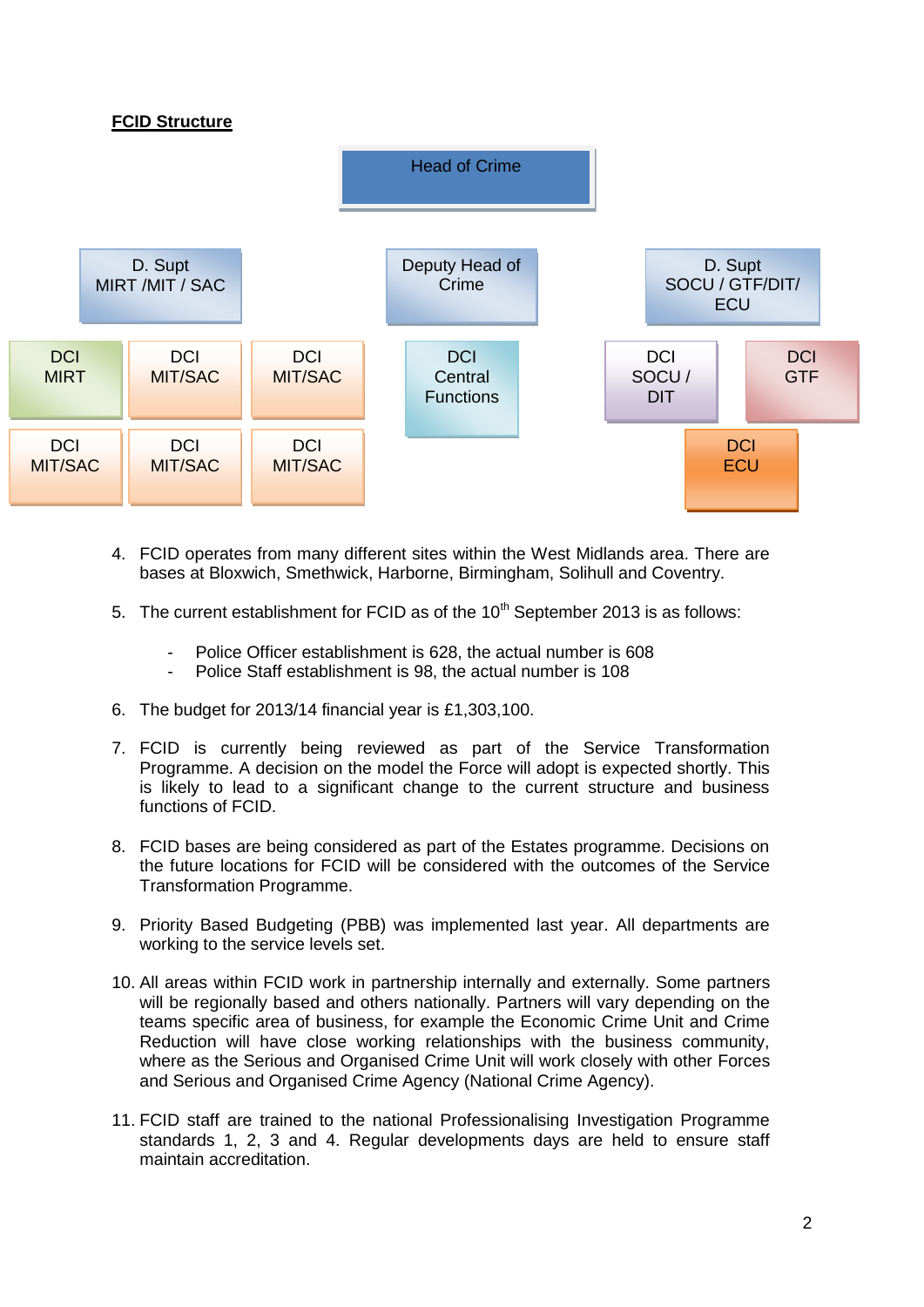**FCID Structure**

- Head of Crime
  - D. Supt MIRT /MIT / SAC
    - DCI MIRT
    - DCI MIT/SAC
    - DCI MIT/SAC
    - DCI MIT/SAC
    - DCI MIT/SAC
    - DCI MIT/SAC
  - Deputy Head of Crime
    - DCI Central Functions
  - D. Supt SOCU / GTF/DIT/ ECU
    - DCI SOCU / DIT
    - DCI GTF
    - DCI ECU

4. FCID operates from many different sites within the West Midlands area. There are bases at Bloxwich, Smethwick, Harborne, Birmingham, Solihull and Coventry.

5. The current establishment for FCID as of the 10th September 2013 is as follows:

   - Police Officer establishment is 628, the actual number is 608
   - Police Staff establishment is 98, the actual number is 108

6. The budget for 2013/14 financial year is £1,303,100.

7. FCID is currently being reviewed as part of the Service Transformation Programme. A decision on the model the Force will adopt is expected shortly. This is likely to lead to a significant change to the current structure and business functions of FCID.

8. FCID bases are being considered as part of the Estates programme. Decisions on the future locations for FCID will be considered with the outcomes of the Service Transformation Programme.

9. Priority Based Budgeting (PBB) was implemented last year. All departments are working to the service levels set.

10. All areas within FCID work in partnership internally and externally. Some partners will be regionally based and others nationally. Partners will vary depending on the teams specific area of business, for example the Economic Crime Unit and Crime Reduction will have close working relationships with the business community, where as the Serious and Organised Crime Unit will work closely with other Forces and Serious and Organised Crime Agency (National Crime Agency).

11. FCID staff are trained to the national Professionalising Investigation Programme standards 1, 2, 3 and 4. Regular developments days are held to ensure staff maintain accreditation.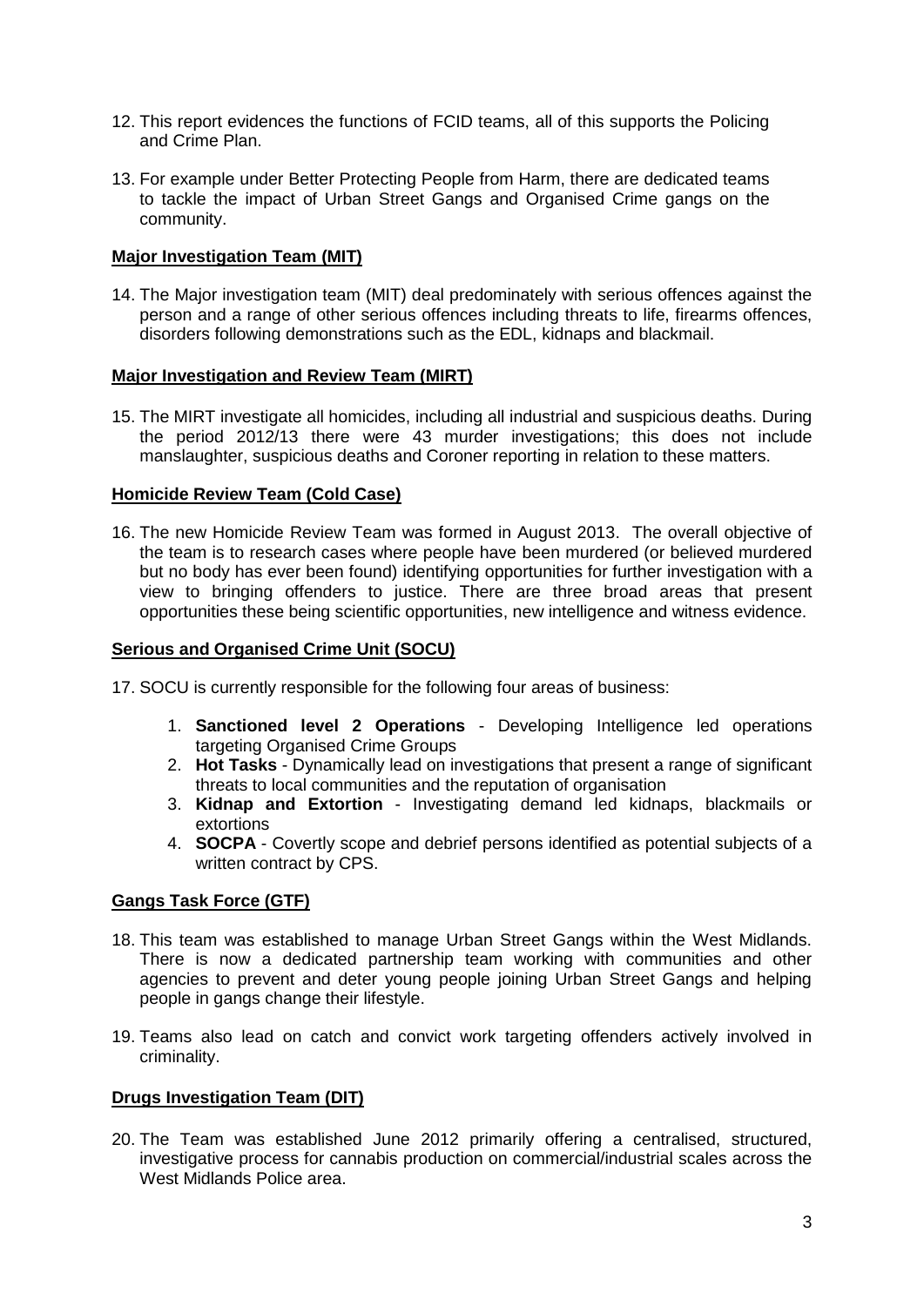12. This report evidences the functions of FCID teams, all of this supports the Policing and Crime Plan.

13. For example under Better Protecting People from Harm, there are dedicated teams to tackle the impact of Urban Street Gangs and Organised Crime gangs on the community.

**Major Investigation Team (MIT)**

14. The Major investigation team (MIT) deal predominately with serious offences against the person and a range of other serious offences including threats to life, firearms offences, disorders following demonstrations such as the EDL, kidnaps and blackmail.

**Major Investigation and Review Team (MIRT)**

15. The MIRT investigate all homicides, including all industrial and suspicious deaths. During the period 2012/13 there were 43 murder investigations; this does not include manslaughter, suspicious deaths and Coroner reporting in relation to these matters.

**Homicide Review Team (Cold Case)**

16. The new Homicide Review Team was formed in August 2013. The overall objective of the team is to research cases where people have been murdered (or believed murdered but no body has ever been found) identifying opportunities for further investigation with a view to bringing offenders to justice. There are three broad areas that present opportunities these being scientific opportunities, new intelligence and witness evidence.

**Serious and Organised Crime Unit (SOCU)**

17. SOCU is currently responsible for the following four areas of business:

    1. **Sanctioned level 2 Operations** - Developing Intelligence led operations targeting Organised Crime Groups
    2. **Hot Tasks** - Dynamically lead on investigations that present a range of significant threats to local communities and the reputation of organisation
    3. **Kidnap and Extortion** - Investigating demand led kidnaps, blackmails or extortions
    4. **SOCPA** - Covertly scope and debrief persons identified as potential subjects of a written contract by CPS.

**Gangs Task Force (GTF)**

18. This team was established to manage Urban Street Gangs within the West Midlands. There is now a dedicated partnership team working with communities and other agencies to prevent and deter young people joining Urban Street Gangs and helping people in gangs change their lifestyle.

19. Teams also lead on catch and convict work targeting offenders actively involved in criminality.

**Drugs Investigation Team (DIT)**

20. The Team was established June 2012 primarily offering a centralised, structured, investigative process for cannabis production on commercial/industrial scales across the West Midlands Police area.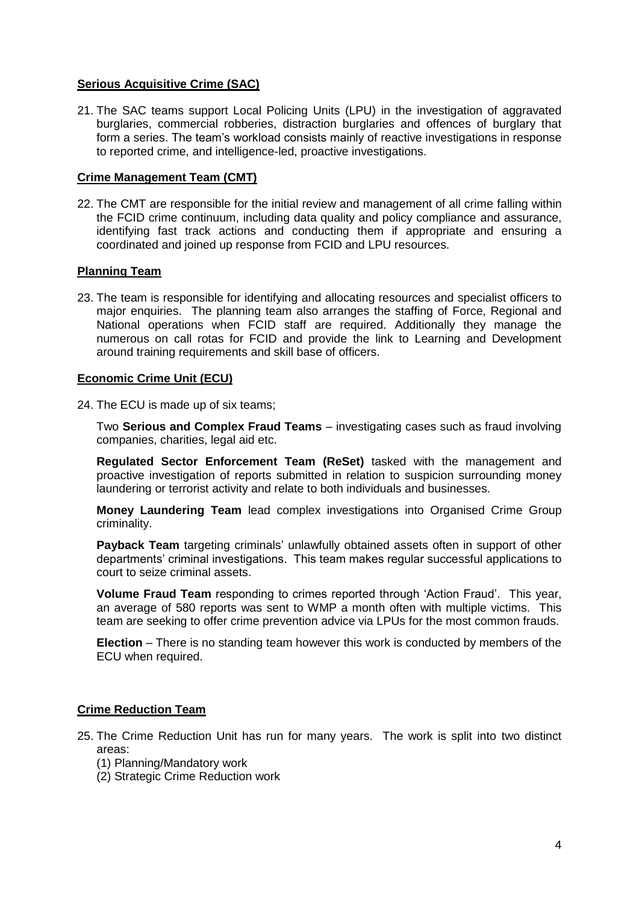**Serious Acquisitive Crime (SAC)**

21. The SAC teams support Local Policing Units (LPU) in the investigation of aggravated burglaries, commercial robberies, distraction burglaries and offences of burglary that form a series. The team's workload consists mainly of reactive investigations in response to reported crime, and intelligence-led, proactive investigations.

**Crime Management Team (CMT)**

22. The CMT are responsible for the initial review and management of all crime falling within the FCID crime continuum, including data quality and policy compliance and assurance, identifying fast track actions and conducting them if appropriate and ensuring a coordinated and joined up response from FCID and LPU resources.

**Planning Team**

23. The team is responsible for identifying and allocating resources and specialist officers to major enquiries. The planning team also arranges the staffing of Force, Regional and National operations when FCID staff are required. Additionally they manage the numerous on call rotas for FCID and provide the link to Learning and Development around training requirements and skill base of officers.

**Economic Crime Unit (ECU)**

24. The ECU is made up of six teams;

    Two **Serious and Complex Fraud Teams** – investigating cases such as fraud involving companies, charities, legal aid etc.

    **Regulated Sector Enforcement Team (ReSet)** tasked with the management and proactive investigation of reports submitted in relation to suspicion surrounding money laundering or terrorist activity and relate to both individuals and businesses.

    **Money Laundering Team** lead complex investigations into Organised Crime Group criminality.

    **Payback Team** targeting criminals' unlawfully obtained assets often in support of other departments' criminal investigations. This team makes regular successful applications to court to seize criminal assets.

    **Volume Fraud Team** responding to crimes reported through 'Action Fraud'. This year, an average of 580 reports was sent to WMP a month often with multiple victims. This team are seeking to offer crime prevention advice via LPUs for the most common frauds.

    **Election** – There is no standing team however this work is conducted by members of the ECU when required.

**Crime Reduction Team**

25. The Crime Reduction Unit has run for many years. The work is split into two distinct areas:
    (1) Planning/Mandatory work
    (2) Strategic Crime Reduction work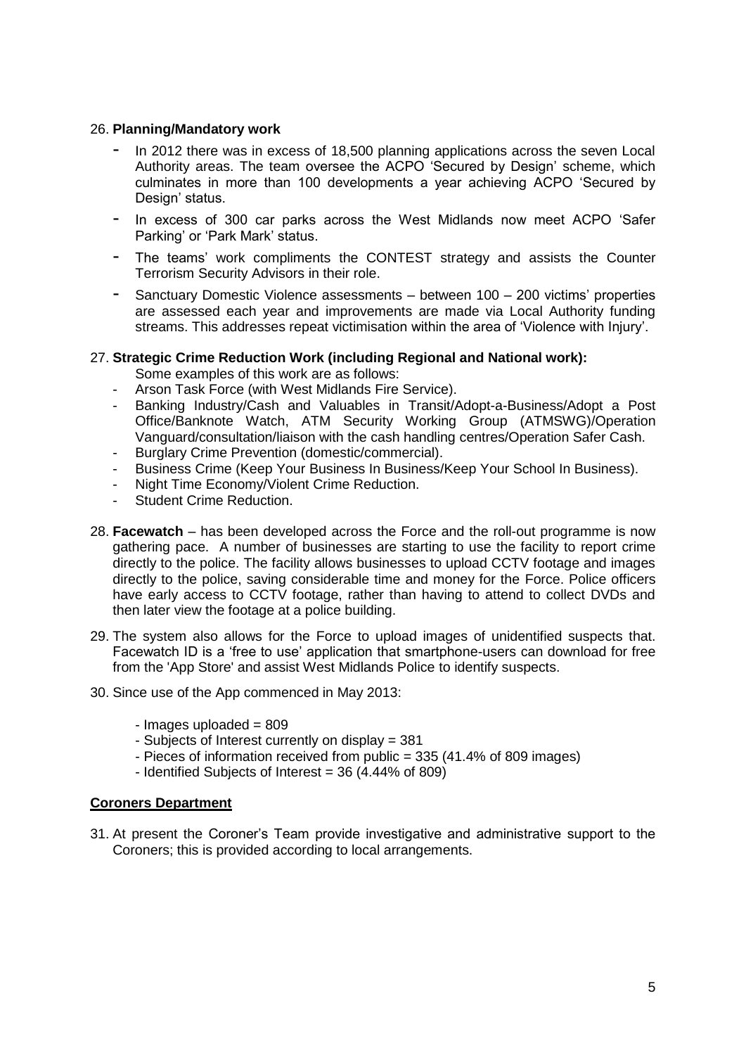26. **Planning/Mandatory work**

    - In 2012 there was in excess of 18,500 planning applications across the seven Local Authority areas. The team oversee the ACPO 'Secured by Design' scheme, which culminates in more than 100 developments a year achieving ACPO 'Secured by Design' status.
    - In excess of 300 car parks across the West Midlands now meet ACPO 'Safer Parking' or 'Park Mark' status.
    - The teams' work compliments the CONTEST strategy and assists the Counter Terrorism Security Advisors in their role.
    - Sanctuary Domestic Violence assessments – between 100 – 200 victims' properties are assessed each year and improvements are made via Local Authority funding streams. This addresses repeat victimisation within the area of 'Violence with Injury'.

27. **Strategic Crime Reduction Work (including Regional and National work):**

    Some examples of this work are as follows:

    - Arson Task Force (with West Midlands Fire Service).
    - Banking Industry/Cash and Valuables in Transit/Adopt-a-Business/Adopt a Post Office/Banknote Watch, ATM Security Working Group (ATMSWG)/Operation Vanguard/consultation/liaison with the cash handling centres/Operation Safer Cash.
    - Burglary Crime Prevention (domestic/commercial).
    - Business Crime (Keep Your Business In Business/Keep Your School In Business).
    - Night Time Economy/Violent Crime Reduction.
    - Student Crime Reduction.

28. **Facewatch** – has been developed across the Force and the roll-out programme is now gathering pace. A number of businesses are starting to use the facility to report crime directly to the police. The facility allows businesses to upload CCTV footage and images directly to the police, saving considerable time and money for the Force. Police officers have early access to CCTV footage, rather than having to attend to collect DVDs and then later view the footage at a police building.

29. The system also allows for the Force to upload images of unidentified suspects that. Facewatch ID is a 'free to use' application that smartphone-users can download for free from the 'App Store' and assist West Midlands Police to identify suspects.

30. Since use of the App commenced in May 2013:

    - Images uploaded = 809
    - Subjects of Interest currently on display = 381
    - Pieces of information received from public = 335 (41.4% of 809 images)
    - Identified Subjects of Interest = 36 (4.44% of 809)

## Coroners Department

31. At present the Coroner's Team provide investigative and administrative support to the Coroners; this is provided according to local arrangements.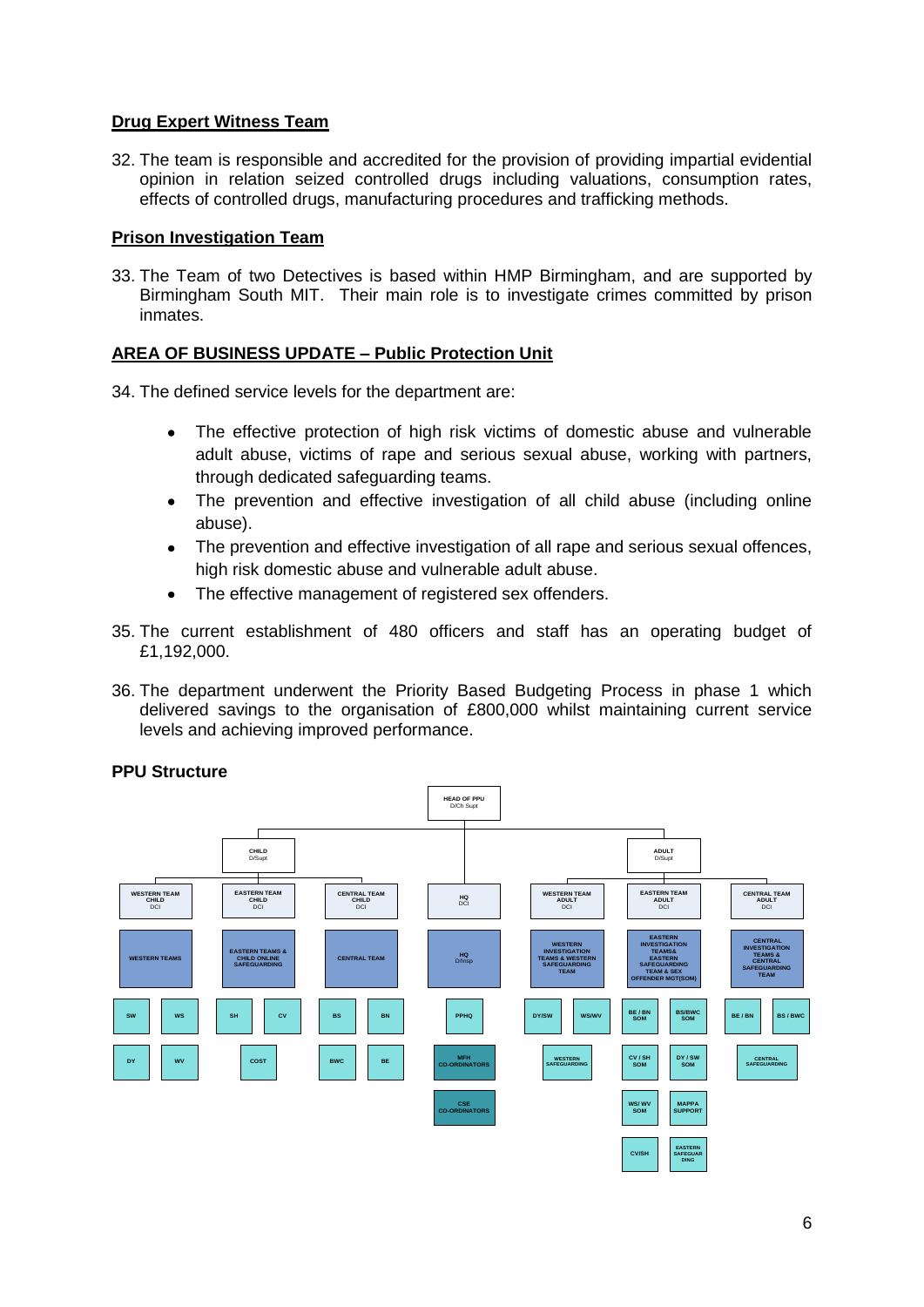## Drug Expert Witness Team

32. The team is responsible and accredited for the provision of providing impartial evidential opinion in relation seized controlled drugs including valuations, consumption rates, effects of controlled drugs, manufacturing procedures and trafficking methods.

## Prison Investigation Team

33. The Team of two Detectives is based within HMP Birmingham, and are supported by Birmingham South MIT. Their main role is to investigate crimes committed by prison inmates.

## AREA OF BUSINESS UPDATE – Public Protection Unit

34. The defined service levels for the department are:

   - The effective protection of high risk victims of domestic abuse and vulnerable adult abuse, victims of rape and serious sexual abuse, working with partners, through dedicated safeguarding teams.
   - The prevention and effective investigation of all child abuse (including online abuse).
   - The prevention and effective investigation of all rape and serious sexual offences, high risk domestic abuse and vulnerable adult abuse.
   - The effective management of registered sex offenders.

35. The current establishment of 480 officers and staff has an operating budget of £1,192,000.

36. The department underwent the Priority Based Budgeting Process in phase 1 which delivered savings to the organisation of £800,000 whilst maintaining current service levels and achieving improved performance.

**PPU Structure**

- HEAD OF PPU – D/Ch Supt
  - CHILD – D/Supt
    - WESTERN TEAM CHILD – DCI
      - WESTERN TEAMS
        - SW
        - WS
        - DY
        - WV
    - EASTERN TEAM CHILD – DCI
      - EASTERN TEAMS & CHILD ONLINE SAFEGUARDING
        - SH
        - CV
        - COST
    - CENTRAL TEAM CHILD – DCI
      - CENTRAL TEAM
        - BS
        - BN
        - BWC
        - BE
  - HQ – DCI
    - HQ – D/Insp
      - PPHQ
      - MFH CO-ORDINATORS
      - CSE CO-ORDINATORS
  - ADULT – D/Supt
    - WESTERN TEAM ADULT – DCI
      - WESTERN INVESTIGATION TEAMS & WESTERN SAFEGUARDING TEAM
        - DY/SW
        - WS/WV
        - WESTERN SAFEGUARDING
    - EASTERN TEAM ADULT – DCI
      - EASTERN INVESTIGATION TEAMS& EASTERN SAFEGUARDING TEAM & SEX OFFENDER MGT(SOM)
        - BE / BN SOM
        - BS/BWC SOM
        - CV / SH SOM
        - DY / SW SOM
        - WS/ WV SOM
        - MAPPA SUPPORT
        - CV/SH
        - EASTERN SAFEGUARDING
    - CENTRAL TEAM ADULT – DCI
      - CENTRAL INVESTIGATION TEAMS & CENTRAL SAFEGUARDING TEAM
        - BE / BN
        - BS / BWC
        - CENTRAL SAFEGUARDING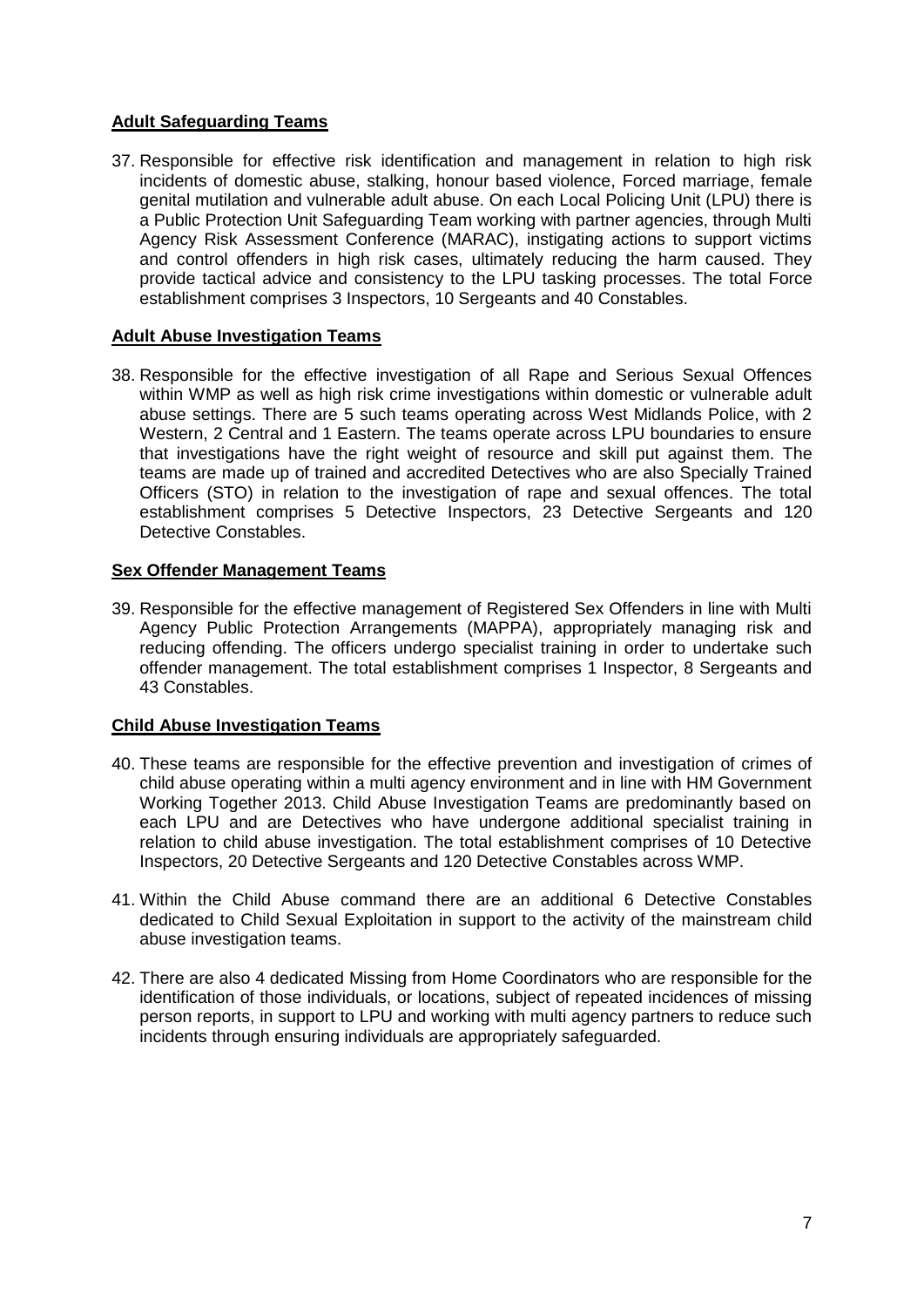**Adult Safeguarding Teams**

37. Responsible for effective risk identification and management in relation to high risk incidents of domestic abuse, stalking, honour based violence, Forced marriage, female genital mutilation and vulnerable adult abuse. On each Local Policing Unit (LPU) there is a Public Protection Unit Safeguarding Team working with partner agencies, through Multi Agency Risk Assessment Conference (MARAC), instigating actions to support victims and control offenders in high risk cases, ultimately reducing the harm caused. They provide tactical advice and consistency to the LPU tasking processes. The total Force establishment comprises 3 Inspectors, 10 Sergeants and 40 Constables.

**Adult Abuse Investigation Teams**

38. Responsible for the effective investigation of all Rape and Serious Sexual Offences within WMP as well as high risk crime investigations within domestic or vulnerable adult abuse settings. There are 5 such teams operating across West Midlands Police, with 2 Western, 2 Central and 1 Eastern. The teams operate across LPU boundaries to ensure that investigations have the right weight of resource and skill put against them. The teams are made up of trained and accredited Detectives who are also Specially Trained Officers (STO) in relation to the investigation of rape and sexual offences. The total establishment comprises 5 Detective Inspectors, 23 Detective Sergeants and 120 Detective Constables.

**Sex Offender Management Teams**

39. Responsible for the effective management of Registered Sex Offenders in line with Multi Agency Public Protection Arrangements (MAPPA), appropriately managing risk and reducing offending. The officers undergo specialist training in order to undertake such offender management. The total establishment comprises 1 Inspector, 8 Sergeants and 43 Constables.

**Child Abuse Investigation Teams**

40. These teams are responsible for the effective prevention and investigation of crimes of child abuse operating within a multi agency environment and in line with HM Government Working Together 2013. Child Abuse Investigation Teams are predominantly based on each LPU and are Detectives who have undergone additional specialist training in relation to child abuse investigation. The total establishment comprises of 10 Detective Inspectors, 20 Detective Sergeants and 120 Detective Constables across WMP.

41. Within the Child Abuse command there are an additional 6 Detective Constables dedicated to Child Sexual Exploitation in support to the activity of the mainstream child abuse investigation teams.

42. There are also 4 dedicated Missing from Home Coordinators who are responsible for the identification of those individuals, or locations, subject of repeated incidences of missing person reports, in support to LPU and working with multi agency partners to reduce such incidents through ensuring individuals are appropriately safeguarded.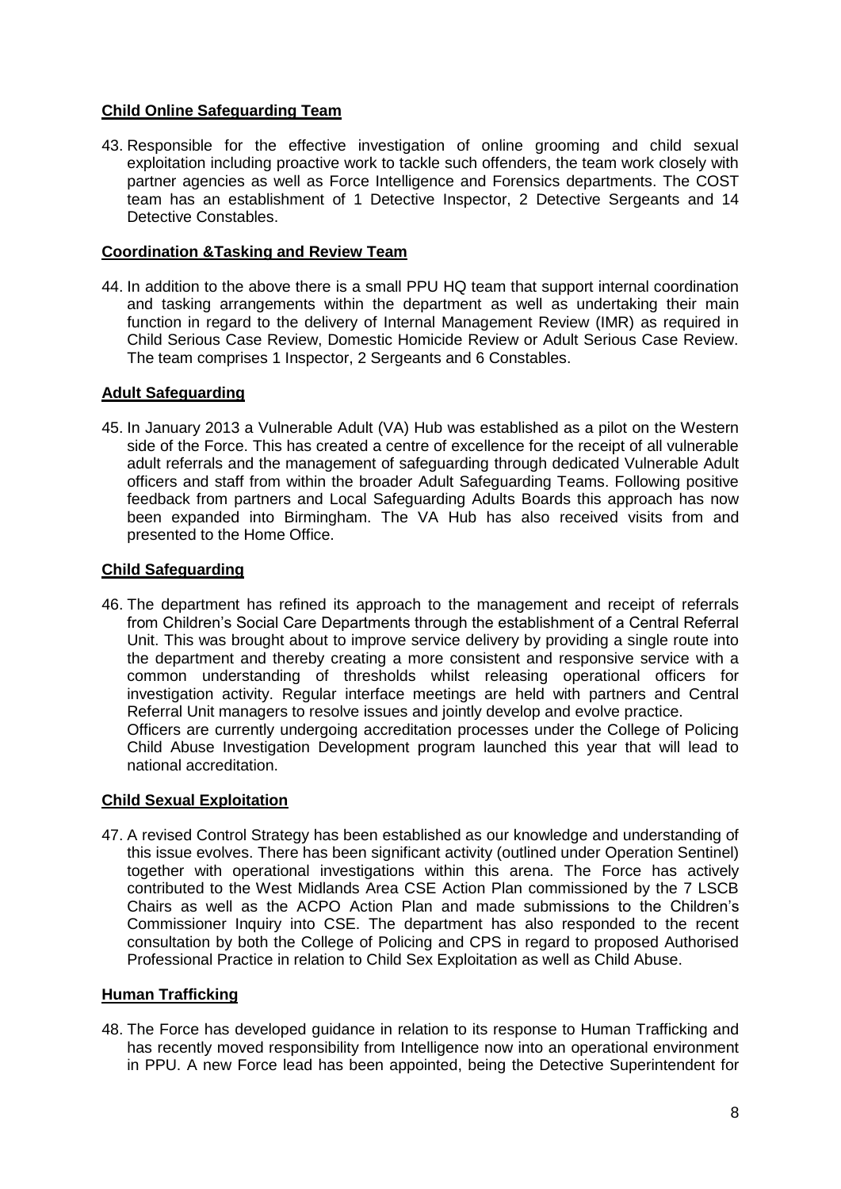**Child Online Safeguarding Team**

43. Responsible for the effective investigation of online grooming and child sexual exploitation including proactive work to tackle such offenders, the team work closely with partner agencies as well as Force Intelligence and Forensics departments. The COST team has an establishment of 1 Detective Inspector, 2 Detective Sergeants and 14 Detective Constables.

**Coordination &Tasking and Review Team**

44. In addition to the above there is a small PPU HQ team that support internal coordination and tasking arrangements within the department as well as undertaking their main function in regard to the delivery of Internal Management Review (IMR) as required in Child Serious Case Review, Domestic Homicide Review or Adult Serious Case Review. The team comprises 1 Inspector, 2 Sergeants and 6 Constables.

**Adult Safeguarding**

45. In January 2013 a Vulnerable Adult (VA) Hub was established as a pilot on the Western side of the Force. This has created a centre of excellence for the receipt of all vulnerable adult referrals and the management of safeguarding through dedicated Vulnerable Adult officers and staff from within the broader Adult Safeguarding Teams. Following positive feedback from partners and Local Safeguarding Adults Boards this approach has now been expanded into Birmingham. The VA Hub has also received visits from and presented to the Home Office.

**Child Safeguarding**

46. The department has refined its approach to the management and receipt of referrals from Children's Social Care Departments through the establishment of a Central Referral Unit. This was brought about to improve service delivery by providing a single route into the department and thereby creating a more consistent and responsive service with a common understanding of thresholds whilst releasing operational officers for investigation activity. Regular interface meetings are held with partners and Central Referral Unit managers to resolve issues and jointly develop and evolve practice.
Officers are currently undergoing accreditation processes under the College of Policing Child Abuse Investigation Development program launched this year that will lead to national accreditation.

**Child Sexual Exploitation**

47. A revised Control Strategy has been established as our knowledge and understanding of this issue evolves. There has been significant activity (outlined under Operation Sentinel) together with operational investigations within this arena. The Force has actively contributed to the West Midlands Area CSE Action Plan commissioned by the 7 LSCB Chairs as well as the ACPO Action Plan and made submissions to the Children's Commissioner Inquiry into CSE. The department has also responded to the recent consultation by both the College of Policing and CPS in regard to proposed Authorised Professional Practice in relation to Child Sex Exploitation as well as Child Abuse.

**Human Trafficking**

48. The Force has developed guidance in relation to its response to Human Trafficking and has recently moved responsibility from Intelligence now into an operational environment in PPU. A new Force lead has been appointed, being the Detective Superintendent for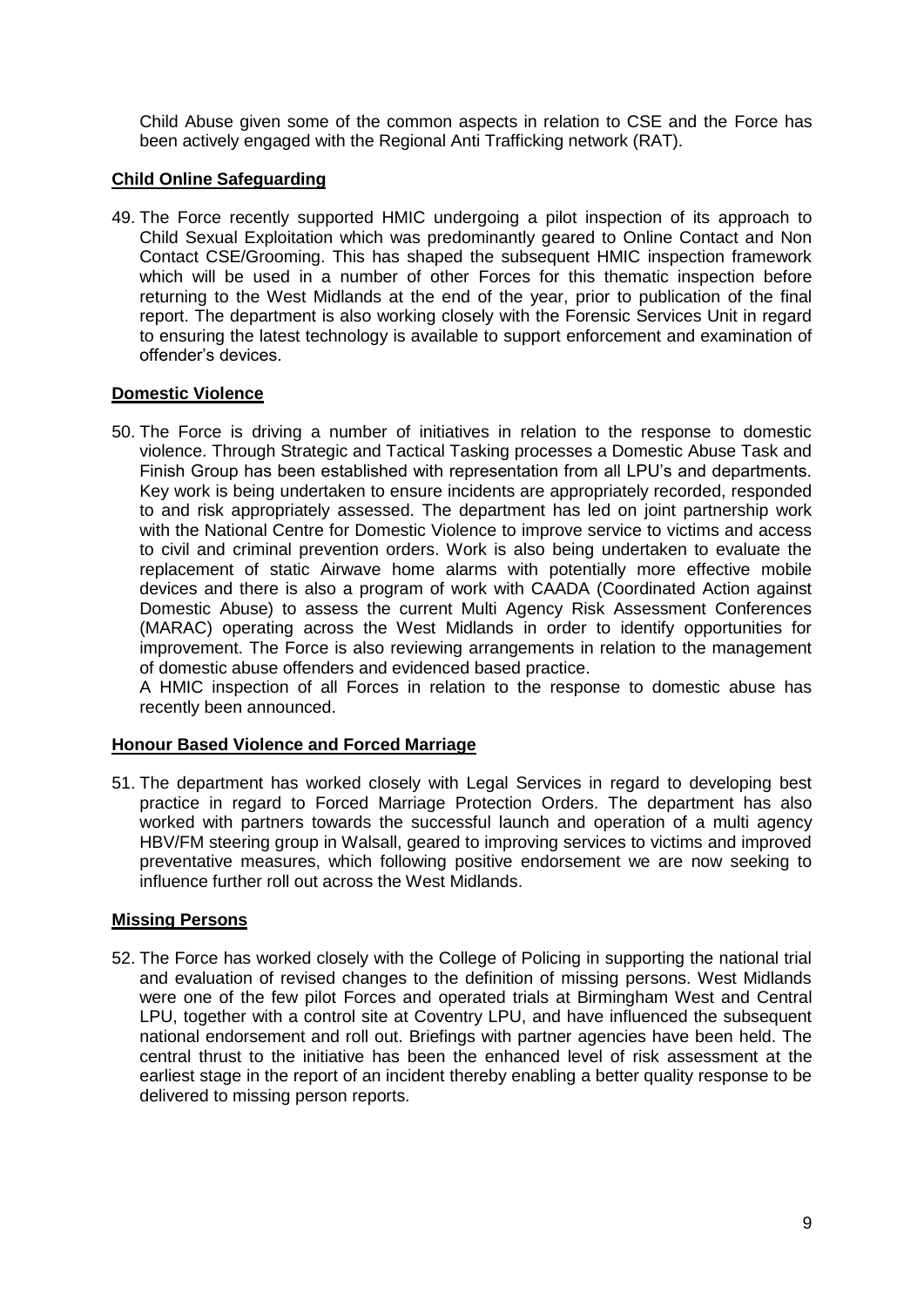Child Abuse given some of the common aspects in relation to CSE and the Force has been actively engaged with the Regional Anti Trafficking network (RAT).

**Child Online Safeguarding**

49. The Force recently supported HMIC undergoing a pilot inspection of its approach to Child Sexual Exploitation which was predominantly geared to Online Contact and Non Contact CSE/Grooming. This has shaped the subsequent HMIC inspection framework which will be used in a number of other Forces for this thematic inspection before returning to the West Midlands at the end of the year, prior to publication of the final report. The department is also working closely with the Forensic Services Unit in regard to ensuring the latest technology is available to support enforcement and examination of offender's devices.

**Domestic Violence**

50. The Force is driving a number of initiatives in relation to the response to domestic violence. Through Strategic and Tactical Tasking processes a Domestic Abuse Task and Finish Group has been established with representation from all LPU's and departments. Key work is being undertaken to ensure incidents are appropriately recorded, responded to and risk appropriately assessed. The department has led on joint partnership work with the National Centre for Domestic Violence to improve service to victims and access to civil and criminal prevention orders. Work is also being undertaken to evaluate the replacement of static Airwave home alarms with potentially more effective mobile devices and there is also a program of work with CAADA (Coordinated Action against Domestic Abuse) to assess the current Multi Agency Risk Assessment Conferences (MARAC) operating across the West Midlands in order to identify opportunities for improvement. The Force is also reviewing arrangements in relation to the management of domestic abuse offenders and evidenced based practice.

    A HMIC inspection of all Forces in relation to the response to domestic abuse has recently been announced.

**Honour Based Violence and Forced Marriage**

51. The department has worked closely with Legal Services in regard to developing best practice in regard to Forced Marriage Protection Orders. The department has also worked with partners towards the successful launch and operation of a multi agency HBV/FM steering group in Walsall, geared to improving services to victims and improved preventative measures, which following positive endorsement we are now seeking to influence further roll out across the West Midlands.

**Missing Persons**

52. The Force has worked closely with the College of Policing in supporting the national trial and evaluation of revised changes to the definition of missing persons. West Midlands were one of the few pilot Forces and operated trials at Birmingham West and Central LPU, together with a control site at Coventry LPU, and have influenced the subsequent national endorsement and roll out. Briefings with partner agencies have been held. The central thrust to the initiative has been the enhanced level of risk assessment at the earliest stage in the report of an incident thereby enabling a better quality response to be delivered to missing person reports.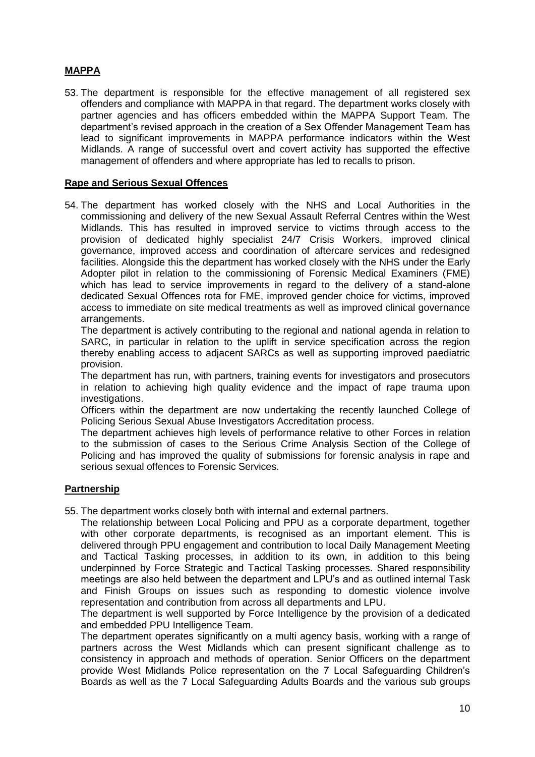## MAPPA

53. The department is responsible for the effective management of all registered sex offenders and compliance with MAPPA in that regard. The department works closely with partner agencies and has officers embedded within the MAPPA Support Team. The department's revised approach in the creation of a Sex Offender Management Team has lead to significant improvements in MAPPA performance indicators within the West Midlands. A range of successful overt and covert activity has supported the effective management of offenders and where appropriate has led to recalls to prison.

## Rape and Serious Sexual Offences

54. The department has worked closely with the NHS and Local Authorities in the commissioning and delivery of the new Sexual Assault Referral Centres within the West Midlands. This has resulted in improved service to victims through access to the provision of dedicated highly specialist 24/7 Crisis Workers, improved clinical governance, improved access and coordination of aftercare services and redesigned facilities. Alongside this the department has worked closely with the NHS under the Early Adopter pilot in relation to the commissioning of Forensic Medical Examiners (FME) which has lead to service improvements in regard to the delivery of a stand-alone dedicated Sexual Offences rota for FME, improved gender choice for victims, improved access to immediate on site medical treatments as well as improved clinical governance arrangements.

    The department is actively contributing to the regional and national agenda in relation to SARC, in particular in relation to the uplift in service specification across the region thereby enabling access to adjacent SARCs as well as supporting improved paediatric provision.

    The department has run, with partners, training events for investigators and prosecutors in relation to achieving high quality evidence and the impact of rape trauma upon investigations.

    Officers within the department are now undertaking the recently launched College of Policing Serious Sexual Abuse Investigators Accreditation process.

    The department achieves high levels of performance relative to other Forces in relation to the submission of cases to the Serious Crime Analysis Section of the College of Policing and has improved the quality of submissions for forensic analysis in rape and serious sexual offences to Forensic Services.

## Partnership

55. The department works closely both with internal and external partners.

    The relationship between Local Policing and PPU as a corporate department, together with other corporate departments, is recognised as an important element. This is delivered through PPU engagement and contribution to local Daily Management Meeting and Tactical Tasking processes, in addition to its own, in addition to this being underpinned by Force Strategic and Tactical Tasking processes. Shared responsibility meetings are also held between the department and LPU's and as outlined internal Task and Finish Groups on issues such as responding to domestic violence involve representation and contribution from across all departments and LPU.

    The department is well supported by Force Intelligence by the provision of a dedicated and embedded PPU Intelligence Team.

    The department operates significantly on a multi agency basis, working with a range of partners across the West Midlands which can present significant challenge as to consistency in approach and methods of operation. Senior Officers on the department provide West Midlands Police representation on the 7 Local Safeguarding Children's Boards as well as the 7 Local Safeguarding Adults Boards and the various sub groups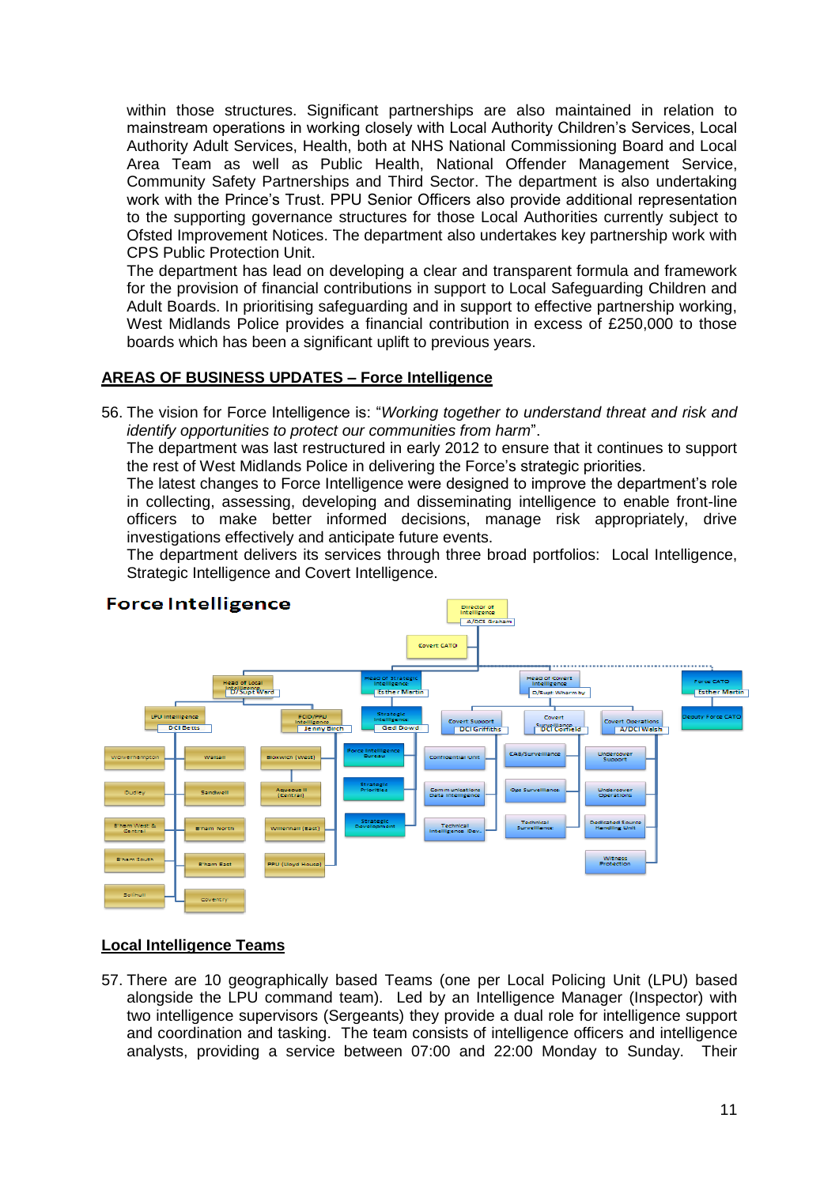within those structures. Significant partnerships are also maintained in relation to mainstream operations in working closely with Local Authority Children's Services, Local Authority Adult Services, Health, both at NHS National Commissioning Board and Local Area Team as well as Public Health, National Offender Management Service, Community Safety Partnerships and Third Sector. The department is also undertaking work with the Prince's Trust. PPU Senior Officers also provide additional representation to the supporting governance structures for those Local Authorities currently subject to Ofsted Improvement Notices. The department also undertakes key partnership work with CPS Public Protection Unit.
The department has lead on developing a clear and transparent formula and framework for the provision of financial contributions in support to Local Safeguarding Children and Adult Boards. In prioritising safeguarding and in support to effective partnership working, West Midlands Police provides a financial contribution in excess of £250,000 to those boards which has been a significant uplift to previous years.

## AREAS OF BUSINESS UPDATES – Force Intelligence

56. The vision for Force Intelligence is: "*Working together to understand threat and risk and identify opportunities to protect our communities from harm*".
The department was last restructured in early 2012 to ensure that it continues to support the rest of West Midlands Police in delivering the Force's strategic priorities.
The latest changes to Force Intelligence were designed to improve the department's role in collecting, assessing, developing and disseminating intelligence to enable front-line officers to make better informed decisions, manage risk appropriately, drive investigations effectively and anticipate future events.
The department delivers its services through three broad portfolios: Local Intelligence, Strategic Intelligence and Covert Intelligence.

**Force Intelligence**

## Local Intelligence Teams

57. There are 10 geographically based Teams (one per Local Policing Unit (LPU) based alongside the LPU command team). Led by an Intelligence Manager (Inspector) with two intelligence supervisors (Sergeants) they provide a dual role for intelligence support and coordination and tasking. The team consists of intelligence officers and intelligence analysts, providing a service between 07:00 and 22:00 Monday to Sunday. Their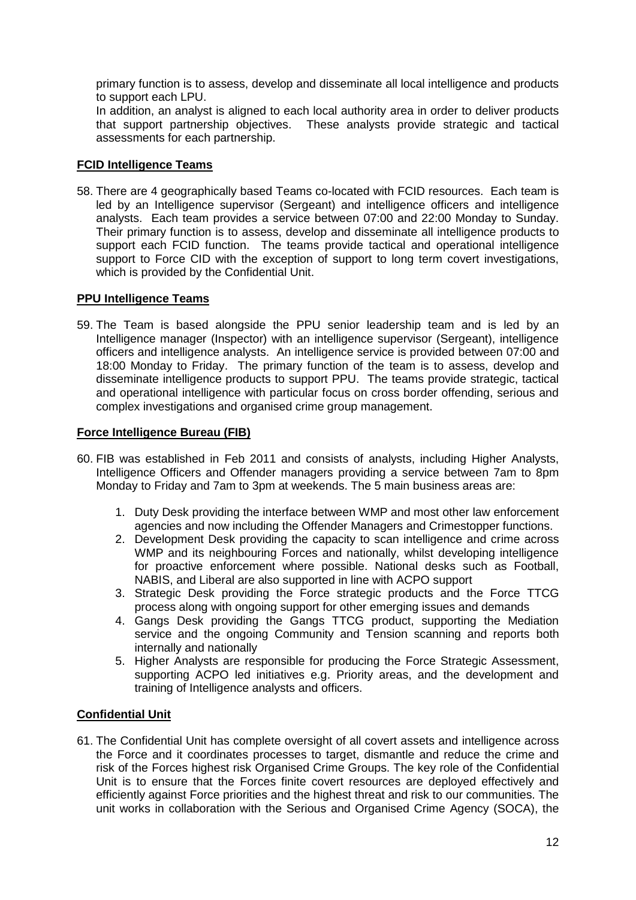primary function is to assess, develop and disseminate all local intelligence and products to support each LPU.

In addition, an analyst is aligned to each local authority area in order to deliver products that support partnership objectives. These analysts provide strategic and tactical assessments for each partnership.

**FCID Intelligence Teams**

58. There are 4 geographically based Teams co-located with FCID resources. Each team is led by an Intelligence supervisor (Sergeant) and intelligence officers and intelligence analysts. Each team provides a service between 07:00 and 22:00 Monday to Sunday. Their primary function is to assess, develop and disseminate all intelligence products to support each FCID function. The teams provide tactical and operational intelligence support to Force CID with the exception of support to long term covert investigations, which is provided by the Confidential Unit.

**PPU Intelligence Teams**

59. The Team is based alongside the PPU senior leadership team and is led by an Intelligence manager (Inspector) with an intelligence supervisor (Sergeant), intelligence officers and intelligence analysts. An intelligence service is provided between 07:00 and 18:00 Monday to Friday. The primary function of the team is to assess, develop and disseminate intelligence products to support PPU. The teams provide strategic, tactical and operational intelligence with particular focus on cross border offending, serious and complex investigations and organised crime group management.

**Force Intelligence Bureau (FIB)**

60. FIB was established in Feb 2011 and consists of analysts, including Higher Analysts, Intelligence Officers and Offender managers providing a service between 7am to 8pm Monday to Friday and 7am to 3pm at weekends. The 5 main business areas are:

    1. Duty Desk providing the interface between WMP and most other law enforcement agencies and now including the Offender Managers and Crimestopper functions.
    2. Development Desk providing the capacity to scan intelligence and crime across WMP and its neighbouring Forces and nationally, whilst developing intelligence for proactive enforcement where possible. National desks such as Football, NABIS, and Liberal are also supported in line with ACPO support
    3. Strategic Desk providing the Force strategic products and the Force TTCG process along with ongoing support for other emerging issues and demands
    4. Gangs Desk providing the Gangs TTCG product, supporting the Mediation service and the ongoing Community and Tension scanning and reports both internally and nationally
    5. Higher Analysts are responsible for producing the Force Strategic Assessment, supporting ACPO led initiatives e.g. Priority areas, and the development and training of Intelligence analysts and officers.

**Confidential Unit**

61. The Confidential Unit has complete oversight of all covert assets and intelligence across the Force and it coordinates processes to target, dismantle and reduce the crime and risk of the Forces highest risk Organised Crime Groups. The key role of the Confidential Unit is to ensure that the Forces finite covert resources are deployed effectively and efficiently against Force priorities and the highest threat and risk to our communities. The unit works in collaboration with the Serious and Organised Crime Agency (SOCA), the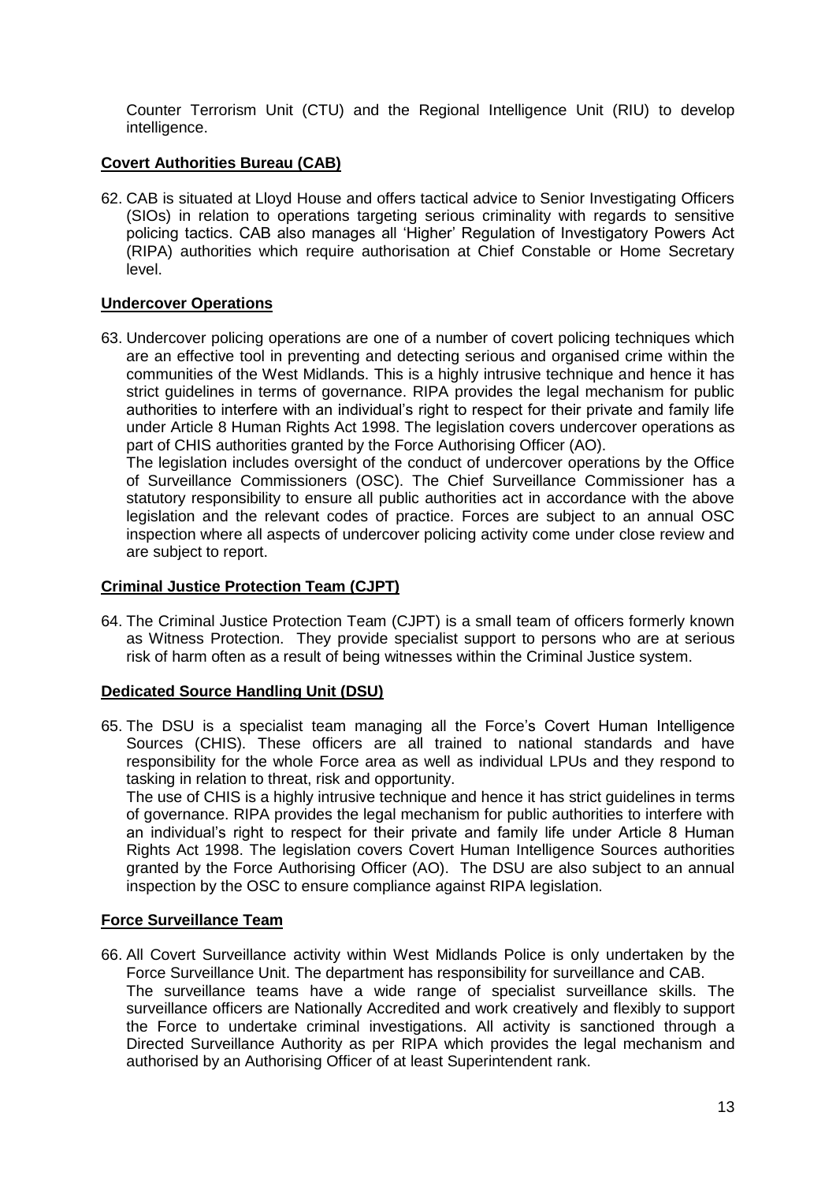Counter Terrorism Unit (CTU) and the Regional Intelligence Unit (RIU) to develop intelligence.

**Covert Authorities Bureau (CAB)**

62. CAB is situated at Lloyd House and offers tactical advice to Senior Investigating Officers (SIOs) in relation to operations targeting serious criminality with regards to sensitive policing tactics. CAB also manages all 'Higher' Regulation of Investigatory Powers Act (RIPA) authorities which require authorisation at Chief Constable or Home Secretary level.

**Undercover Operations**

63. Undercover policing operations are one of a number of covert policing techniques which are an effective tool in preventing and detecting serious and organised crime within the communities of the West Midlands. This is a highly intrusive technique and hence it has strict guidelines in terms of governance. RIPA provides the legal mechanism for public authorities to interfere with an individual's right to respect for their private and family life under Article 8 Human Rights Act 1998. The legislation covers undercover operations as part of CHIS authorities granted by the Force Authorising Officer (AO).
    The legislation includes oversight of the conduct of undercover operations by the Office of Surveillance Commissioners (OSC). The Chief Surveillance Commissioner has a statutory responsibility to ensure all public authorities act in accordance with the above legislation and the relevant codes of practice. Forces are subject to an annual OSC inspection where all aspects of undercover policing activity come under close review and are subject to report.

**Criminal Justice Protection Team (CJPT)**

64. The Criminal Justice Protection Team (CJPT) is a small team of officers formerly known as Witness Protection. They provide specialist support to persons who are at serious risk of harm often as a result of being witnesses within the Criminal Justice system.

**Dedicated Source Handling Unit (DSU)**

65. The DSU is a specialist team managing all the Force's Covert Human Intelligence Sources (CHIS). These officers are all trained to national standards and have responsibility for the whole Force area as well as individual LPUs and they respond to tasking in relation to threat, risk and opportunity.
    The use of CHIS is a highly intrusive technique and hence it has strict guidelines in terms of governance. RIPA provides the legal mechanism for public authorities to interfere with an individual's right to respect for their private and family life under Article 8 Human Rights Act 1998. The legislation covers Covert Human Intelligence Sources authorities granted by the Force Authorising Officer (AO). The DSU are also subject to an annual inspection by the OSC to ensure compliance against RIPA legislation.

**Force Surveillance Team**

66. All Covert Surveillance activity within West Midlands Police is only undertaken by the Force Surveillance Unit. The department has responsibility for surveillance and CAB.
    The surveillance teams have a wide range of specialist surveillance skills. The surveillance officers are Nationally Accredited and work creatively and flexibly to support the Force to undertake criminal investigations. All activity is sanctioned through a Directed Surveillance Authority as per RIPA which provides the legal mechanism and authorised by an Authorising Officer of at least Superintendent rank.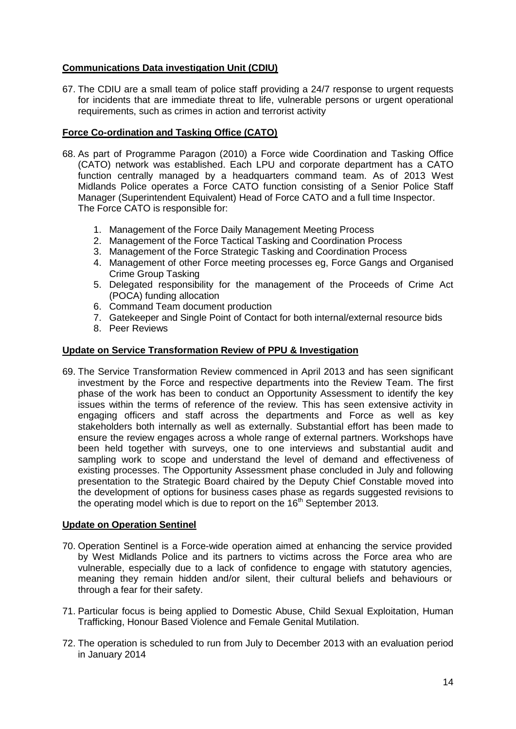**Communications Data investigation Unit (CDIU)**

67. The CDIU are a small team of police staff providing a 24/7 response to urgent requests for incidents that are immediate threat to life, vulnerable persons or urgent operational requirements, such as crimes in action and terrorist activity

**Force Co-ordination and Tasking Office (CATO)**

68. As part of Programme Paragon (2010) a Force wide Coordination and Tasking Office (CATO) network was established. Each LPU and corporate department has a CATO function centrally managed by a headquarters command team. As of 2013 West Midlands Police operates a Force CATO function consisting of a Senior Police Staff Manager (Superintendent Equivalent) Head of Force CATO and a full time Inspector. The Force CATO is responsible for:

    1. Management of the Force Daily Management Meeting Process
    2. Management of the Force Tactical Tasking and Coordination Process
    3. Management of the Force Strategic Tasking and Coordination Process
    4. Management of other Force meeting processes eg, Force Gangs and Organised Crime Group Tasking
    5. Delegated responsibility for the management of the Proceeds of Crime Act (POCA) funding allocation
    6. Command Team document production
    7. Gatekeeper and Single Point of Contact for both internal/external resource bids
    8. Peer Reviews

**Update on Service Transformation Review of PPU & Investigation**

69. The Service Transformation Review commenced in April 2013 and has seen significant investment by the Force and respective departments into the Review Team. The first phase of the work has been to conduct an Opportunity Assessment to identify the key issues within the terms of reference of the review. This has seen extensive activity in engaging officers and staff across the departments and Force as well as key stakeholders both internally as well as externally. Substantial effort has been made to ensure the review engages across a whole range of external partners. Workshops have been held together with surveys, one to one interviews and substantial audit and sampling work to scope and understand the level of demand and effectiveness of existing processes. The Opportunity Assessment phase concluded in July and following presentation to the Strategic Board chaired by the Deputy Chief Constable moved into the development of options for business cases phase as regards suggested revisions to the operating model which is due to report on the 16th September 2013.

**Update on Operation Sentinel**

70. Operation Sentinel is a Force-wide operation aimed at enhancing the service provided by West Midlands Police and its partners to victims across the Force area who are vulnerable, especially due to a lack of confidence to engage with statutory agencies, meaning they remain hidden and/or silent, their cultural beliefs and behaviours or through a fear for their safety.

71. Particular focus is being applied to Domestic Abuse, Child Sexual Exploitation, Human Trafficking, Honour Based Violence and Female Genital Mutilation.

72. The operation is scheduled to run from July to December 2013 with an evaluation period in January 2014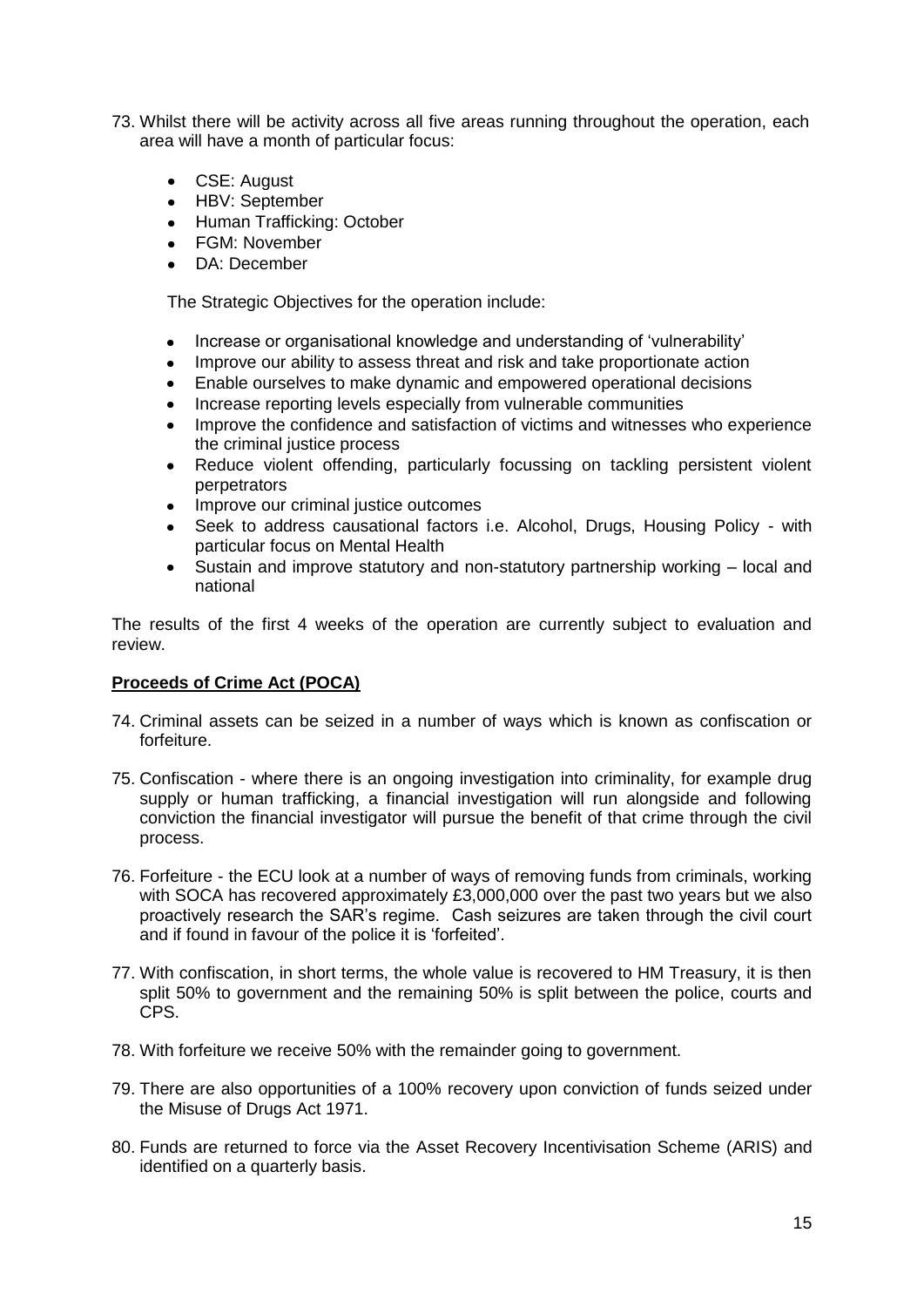73. Whilst there will be activity across all five areas running throughout the operation, each area will have a month of particular focus:

    - CSE: August
    - HBV: September
    - Human Trafficking: October
    - FGM: November
    - DA: December

    The Strategic Objectives for the operation include:

    - Increase or organisational knowledge and understanding of 'vulnerability'
    - Improve our ability to assess threat and risk and take proportionate action
    - Enable ourselves to make dynamic and empowered operational decisions
    - Increase reporting levels especially from vulnerable communities
    - Improve the confidence and satisfaction of victims and witnesses who experience the criminal justice process
    - Reduce violent offending, particularly focussing on tackling persistent violent perpetrators
    - Improve our criminal justice outcomes
    - Seek to address causational factors i.e. Alcohol, Drugs, Housing Policy - with particular focus on Mental Health
    - Sustain and improve statutory and non-statutory partnership working – local and national

The results of the first 4 weeks of the operation are currently subject to evaluation and review.

**Proceeds of Crime Act (POCA)**

74. Criminal assets can be seized in a number of ways which is known as confiscation or forfeiture.

75. Confiscation - where there is an ongoing investigation into criminality, for example drug supply or human trafficking, a financial investigation will run alongside and following conviction the financial investigator will pursue the benefit of that crime through the civil process.

76. Forfeiture - the ECU look at a number of ways of removing funds from criminals, working with SOCA has recovered approximately £3,000,000 over the past two years but we also proactively research the SAR's regime. Cash seizures are taken through the civil court and if found in favour of the police it is 'forfeited'.

77. With confiscation, in short terms, the whole value is recovered to HM Treasury, it is then split 50% to government and the remaining 50% is split between the police, courts and CPS.

78. With forfeiture we receive 50% with the remainder going to government.

79. There are also opportunities of a 100% recovery upon conviction of funds seized under the Misuse of Drugs Act 1971.

80. Funds are returned to force via the Asset Recovery Incentivisation Scheme (ARIS) and identified on a quarterly basis.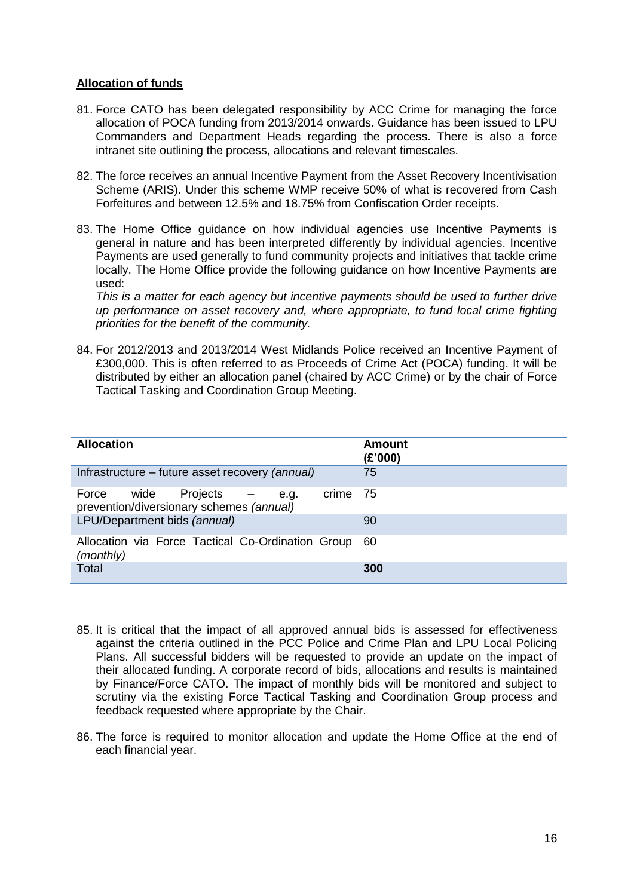## Allocation of funds

81. Force CATO has been delegated responsibility by ACC Crime for managing the force allocation of POCA funding from 2013/2014 onwards. Guidance has been issued to LPU Commanders and Department Heads regarding the process. There is also a force intranet site outlining the process, allocations and relevant timescales.

82. The force receives an annual Incentive Payment from the Asset Recovery Incentivisation Scheme (ARIS). Under this scheme WMP receive 50% of what is recovered from Cash Forfeitures and between 12.5% and 18.75% from Confiscation Order receipts.

83. The Home Office guidance on how individual agencies use Incentive Payments is general in nature and has been interpreted differently by individual agencies. Incentive Payments are used generally to fund community projects and initiatives that tackle crime locally. The Home Office provide the following guidance on how Incentive Payments are used:
*This is a matter for each agency but incentive payments should be used to further drive up performance on asset recovery and, where appropriate, to fund local crime fighting priorities for the benefit of the community.*

84. For 2012/2013 and 2013/2014 West Midlands Police received an Incentive Payment of £300,000. This is often referred to as Proceeds of Crime Act (POCA) funding. It will be distributed by either an allocation panel (chaired by ACC Crime) or by the chair of Force Tactical Tasking and Coordination Group Meeting.

| Allocation | Amount (£'000) |
|---|---|
| Infrastructure – future asset recovery *(annual)* | 75 |
| Force wide Projects – e.g. crime prevention/diversionary schemes *(annual)* | 75 |
| LPU/Department bids *(annual)* | 90 |
| Allocation via Force Tactical Co-Ordination Group *(monthly)* | 60 |
| Total | **300** |

85. It is critical that the impact of all approved annual bids is assessed for effectiveness against the criteria outlined in the PCC Police and Crime Plan and LPU Local Policing Plans. All successful bidders will be requested to provide an update on the impact of their allocated funding. A corporate record of bids, allocations and results is maintained by Finance/Force CATO. The impact of monthly bids will be monitored and subject to scrutiny via the existing Force Tactical Tasking and Coordination Group process and feedback requested where appropriate by the Chair.

86. The force is required to monitor allocation and update the Home Office at the end of each financial year.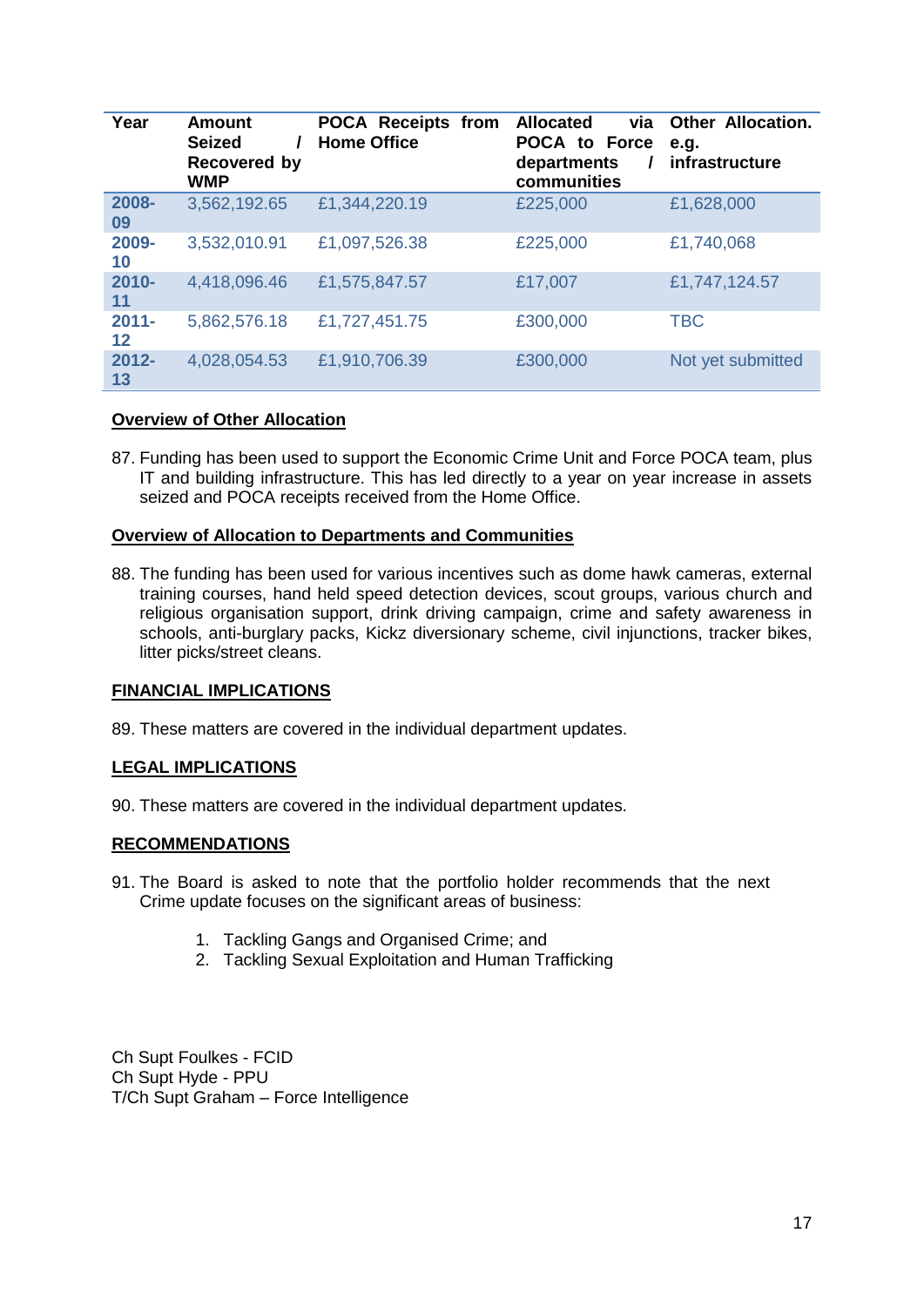| Year | Amount Seized / Recovered by WMP | POCA Receipts from Home Office | Allocated via POCA to Force departments / communities | Other Allocation. e.g. infrastructure |
|---|---|---|---|---|
| 2008-09 | 3,562,192.65 | £1,344,220.19 | £225,000 | £1,628,000 |
| 2009-10 | 3,532,010.91 | £1,097,526.38 | £225,000 | £1,740,068 |
| 2010-11 | 4,418,096.46 | £1,575,847.57 | £17,007 | £1,747,124.57 |
| 2011-12 | 5,862,576.18 | £1,727,451.75 | £300,000 | TBC |
| 2012-13 | 4,028,054.53 | £1,910,706.39 | £300,000 | Not yet submitted |

**Overview of Other Allocation**

87. Funding has been used to support the Economic Crime Unit and Force POCA team, plus IT and building infrastructure. This has led directly to a year on year increase in assets seized and POCA receipts received from the Home Office.

**Overview of Allocation to Departments and Communities**

88. The funding has been used for various incentives such as dome hawk cameras, external training courses, hand held speed detection devices, scout groups, various church and religious organisation support, drink driving campaign, crime and safety awareness in schools, anti-burglary packs, Kickz diversionary scheme, civil injunctions, tracker bikes, litter picks/street cleans.

**FINANCIAL IMPLICATIONS**

89. These matters are covered in the individual department updates.

**LEGAL IMPLICATIONS**

90. These matters are covered in the individual department updates.

**RECOMMENDATIONS**

91. The Board is asked to note that the portfolio holder recommends that the next Crime update focuses on the significant areas of business:

    1. Tackling Gangs and Organised Crime; and
    2. Tackling Sexual Exploitation and Human Trafficking

Ch Supt Foulkes - FCID
Ch Supt Hyde - PPU
T/Ch Supt Graham – Force Intelligence